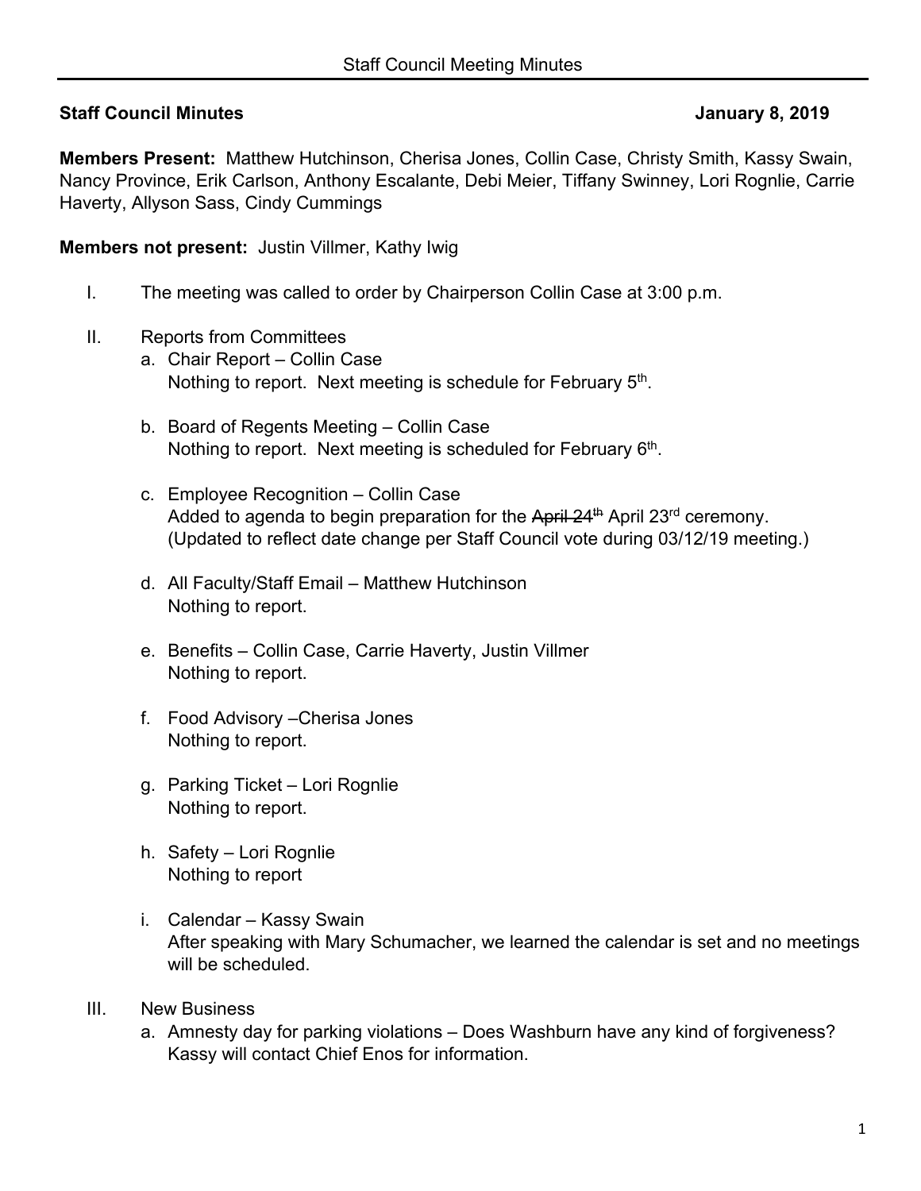## Staff Council Minutes — January 8, 2019

**Members Present:** Matthew Hutchinson, Cherisa Jones, Collin Case, Christy Smith, Kassy Swain, Nancy Province, Erik Carlson, Anthony Escalante, Debi Meier, Tiffany Swinney, Lori Rognlie, Carrie Haverty, Allyson Sass, Cindy Cummings

**Members not present:** Justin Villmer, Kathy Iwig

I. The meeting was called to order by Chairperson Collin Case at 3:00 p.m.

II. Reports from Committees

a. Chair Report – Collin Case
   Nothing to report. Next meeting is schedule for February 5th.

b. Board of Regents Meeting – Collin Case
   Nothing to report. Next meeting is scheduled for February 6th.

c. Employee Recognition – Collin Case
   Added to agenda to begin preparation for the ~~April 24th~~ April 23rd ceremony. (Updated to reflect date change per Staff Council vote during 03/12/19 meeting.)

d. All Faculty/Staff Email – Matthew Hutchinson
   Nothing to report.

e. Benefits – Collin Case, Carrie Haverty, Justin Villmer
   Nothing to report.

f. Food Advisory –Cherisa Jones
   Nothing to report.

g. Parking Ticket – Lori Rognlie
   Nothing to report.

h. Safety – Lori Rognlie
   Nothing to report

i. Calendar – Kassy Swain
   After speaking with Mary Schumacher, we learned the calendar is set and no meetings will be scheduled.

III. New Business

a. Amnesty day for parking violations – Does Washburn have any kind of forgiveness? Kassy will contact Chief Enos for information.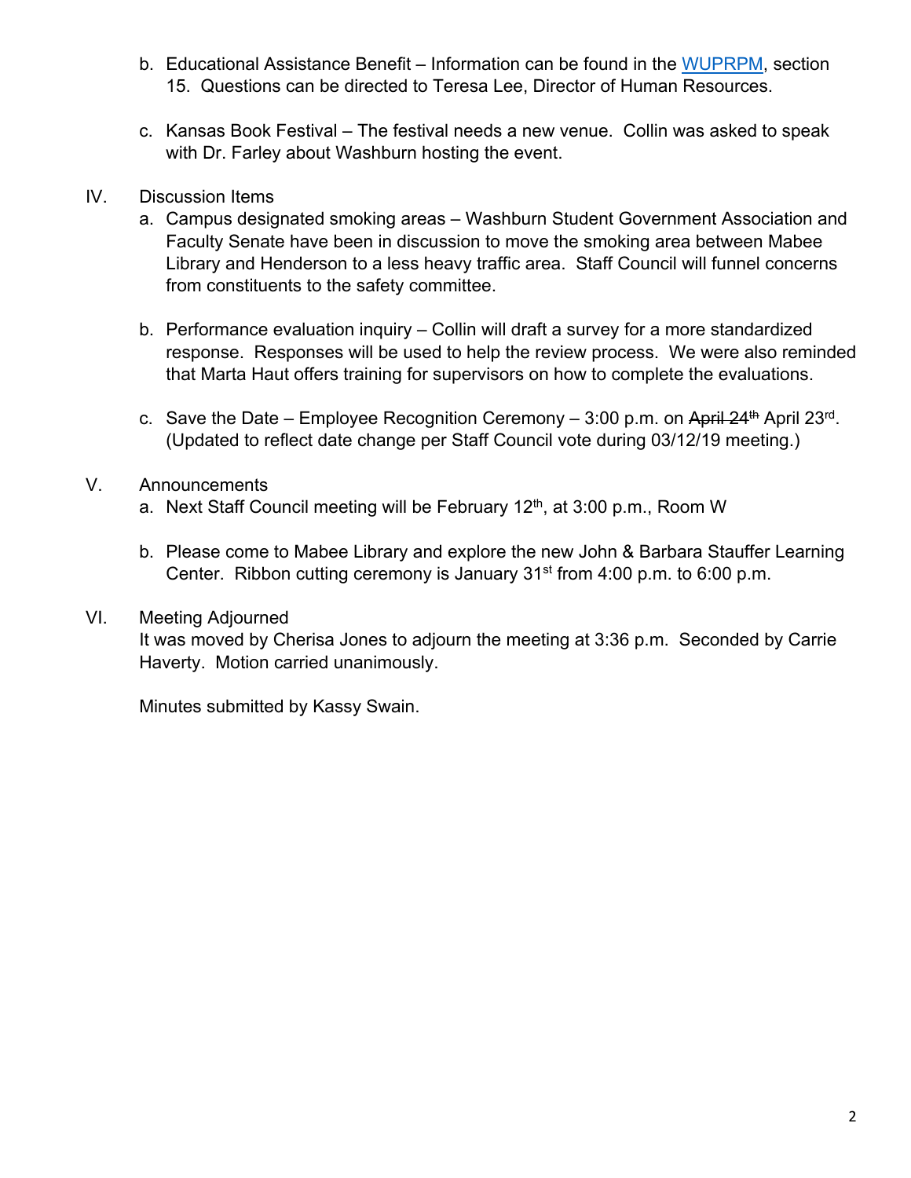b. Educational Assistance Benefit – Information can be found in the WUPRPM, section 15. Questions can be directed to Teresa Lee, Director of Human Resources.

c. Kansas Book Festival – The festival needs a new venue. Collin was asked to speak with Dr. Farley about Washburn hosting the event.

IV. Discussion Items

a. Campus designated smoking areas – Washburn Student Government Association and Faculty Senate have been in discussion to move the smoking area between Mabee Library and Henderson to a less heavy traffic area. Staff Council will funnel concerns from constituents to the safety committee.

b. Performance evaluation inquiry – Collin will draft a survey for a more standardized response. Responses will be used to help the review process. We were also reminded that Marta Haut offers training for supervisors on how to complete the evaluations.

c. Save the Date – Employee Recognition Ceremony – 3:00 p.m. on ~~April 24th~~ April 23rd. (Updated to reflect date change per Staff Council vote during 03/12/19 meeting.)

V. Announcements

a. Next Staff Council meeting will be February 12th, at 3:00 p.m., Room W

b. Please come to Mabee Library and explore the new John & Barbara Stauffer Learning Center. Ribbon cutting ceremony is January 31st from 4:00 p.m. to 6:00 p.m.

VI. Meeting Adjourned

It was moved by Cherisa Jones to adjourn the meeting at 3:36 p.m. Seconded by Carrie Haverty. Motion carried unanimously.

Minutes submitted by Kassy Swain.